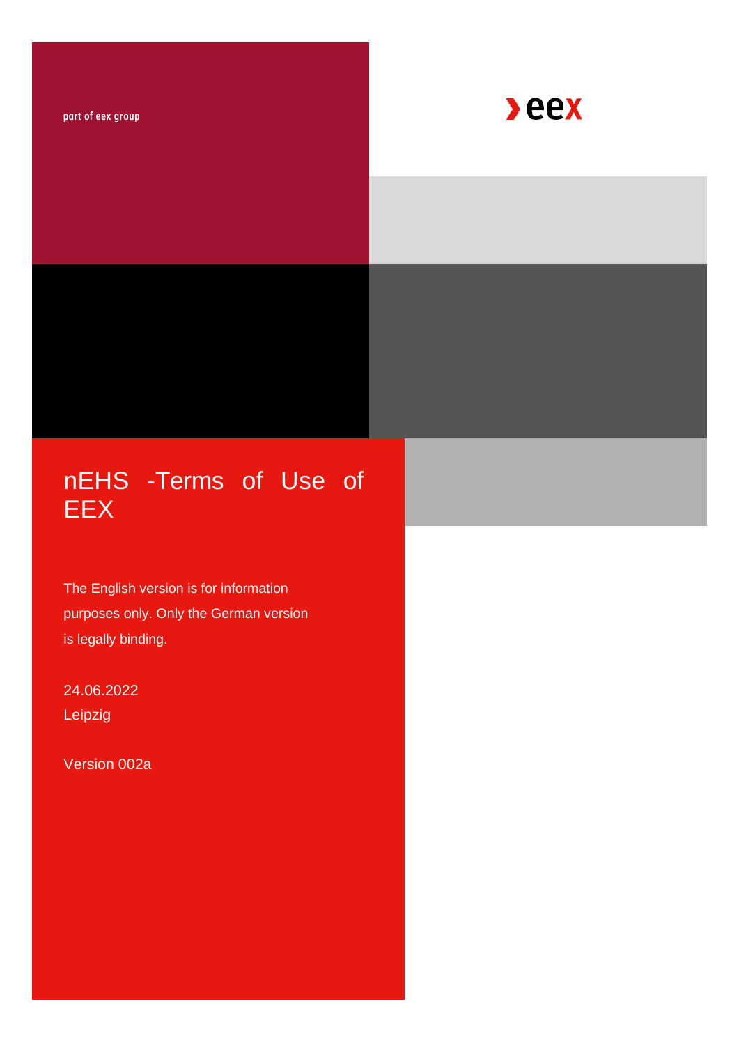part of eex group

eex

# nEHS -Terms of Use of EEX

The English version is for information purposes only. Only the German version is legally binding.

24.06.2022
Leipzig

Version 002a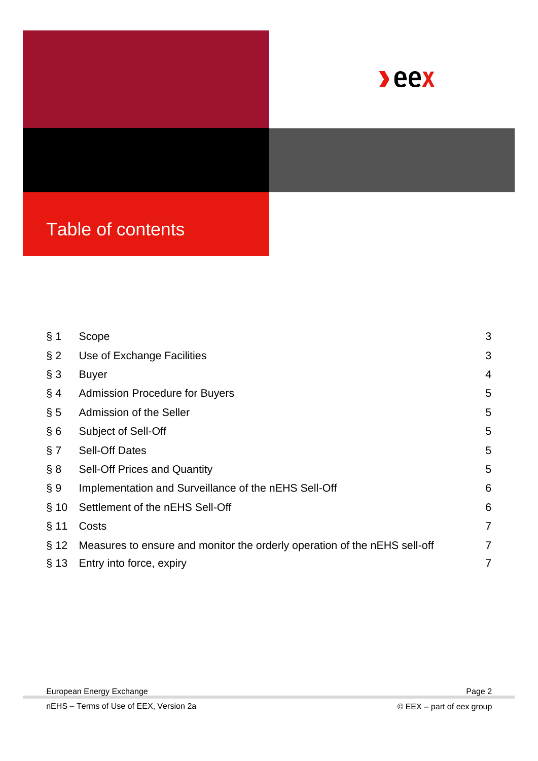# Table of contents

| | | |
|---|---|---|
| § 1 | Scope | 3 |
| § 2 | Use of Exchange Facilities | 3 |
| § 3 | Buyer | 4 |
| § 4 | Admission Procedure for Buyers | 5 |
| § 5 | Admission of the Seller | 5 |
| § 6 | Subject of Sell-Off | 5 |
| § 7 | Sell-Off Dates | 5 |
| § 8 | Sell-Off Prices and Quantity | 5 |
| § 9 | Implementation and Surveillance of the nEHS Sell-Off | 6 |
| § 10 | Settlement of the nEHS Sell-Off | 6 |
| § 11 | Costs | 7 |
| § 12 | Measures to ensure and monitor the orderly operation of the nEHS sell-off | 7 |
| § 13 | Entry into force, expiry | 7 |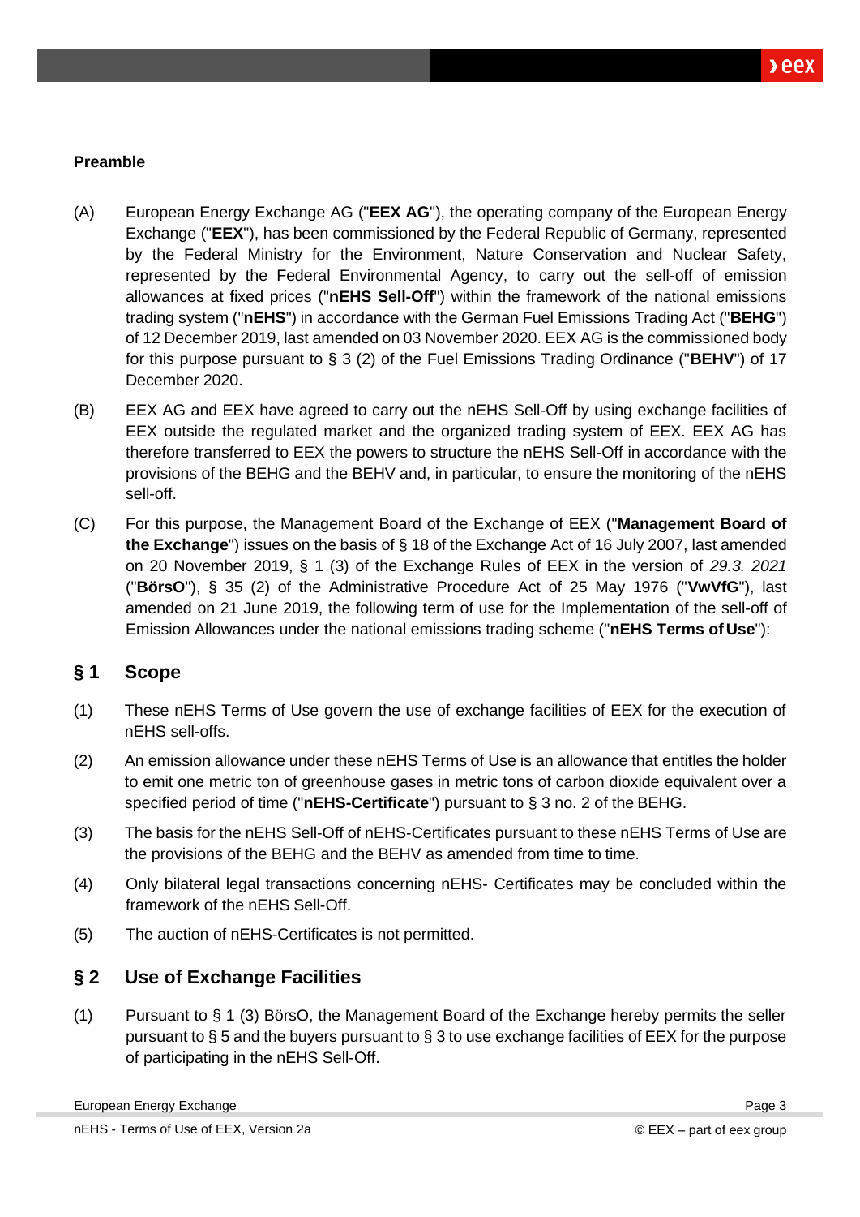**Preamble**

(A) European Energy Exchange AG ("**EEX AG**"), the operating company of the European Energy Exchange ("**EEX**"), has been commissioned by the Federal Republic of Germany, represented by the Federal Ministry for the Environment, Nature Conservation and Nuclear Safety, represented by the Federal Environmental Agency, to carry out the sell-off of emission allowances at fixed prices ("**nEHS Sell-Off**") within the framework of the national emissions trading system ("**nEHS**") in accordance with the German Fuel Emissions Trading Act ("**BEHG**") of 12 December 2019, last amended on 03 November 2020. EEX AG is the commissioned body for this purpose pursuant to § 3 (2) of the Fuel Emissions Trading Ordinance ("**BEHV**") of 17 December 2020.

(B) EEX AG and EEX have agreed to carry out the nEHS Sell-Off by using exchange facilities of EEX outside the regulated market and the organized trading system of EEX. EEX AG has therefore transferred to EEX the powers to structure the nEHS Sell-Off in accordance with the provisions of the BEHG and the BEHV and, in particular, to ensure the monitoring of the nEHS sell-off.

(C) For this purpose, the Management Board of the Exchange of EEX ("**Management Board of the Exchange**") issues on the basis of § 18 of the Exchange Act of 16 July 2007, last amended on 20 November 2019, § 1 (3) of the Exchange Rules of EEX in the version of *29.3. 2021* ("**BörsO**"), § 35 (2) of the Administrative Procedure Act of 25 May 1976 ("**VwVfG**"), last amended on 21 June 2019, the following term of use for the Implementation of the sell-off of Emission Allowances under the national emissions trading scheme ("**nEHS Terms of Use**"):

## § 1 Scope

(1) These nEHS Terms of Use govern the use of exchange facilities of EEX for the execution of nEHS sell-offs.

(2) An emission allowance under these nEHS Terms of Use is an allowance that entitles the holder to emit one metric ton of greenhouse gases in metric tons of carbon dioxide equivalent over a specified period of time ("**nEHS-Certificate**") pursuant to § 3 no. 2 of the BEHG.

(3) The basis for the nEHS Sell-Off of nEHS-Certificates pursuant to these nEHS Terms of Use are the provisions of the BEHG and the BEHV as amended from time to time.

(4) Only bilateral legal transactions concerning nEHS- Certificates may be concluded within the framework of the nEHS Sell-Off.

(5) The auction of nEHS-Certificates is not permitted.

## § 2 Use of Exchange Facilities

(1) Pursuant to § 1 (3) BörsO, the Management Board of the Exchange hereby permits the seller pursuant to § 5 and the buyers pursuant to § 3 to use exchange facilities of EEX for the purpose of participating in the nEHS Sell-Off.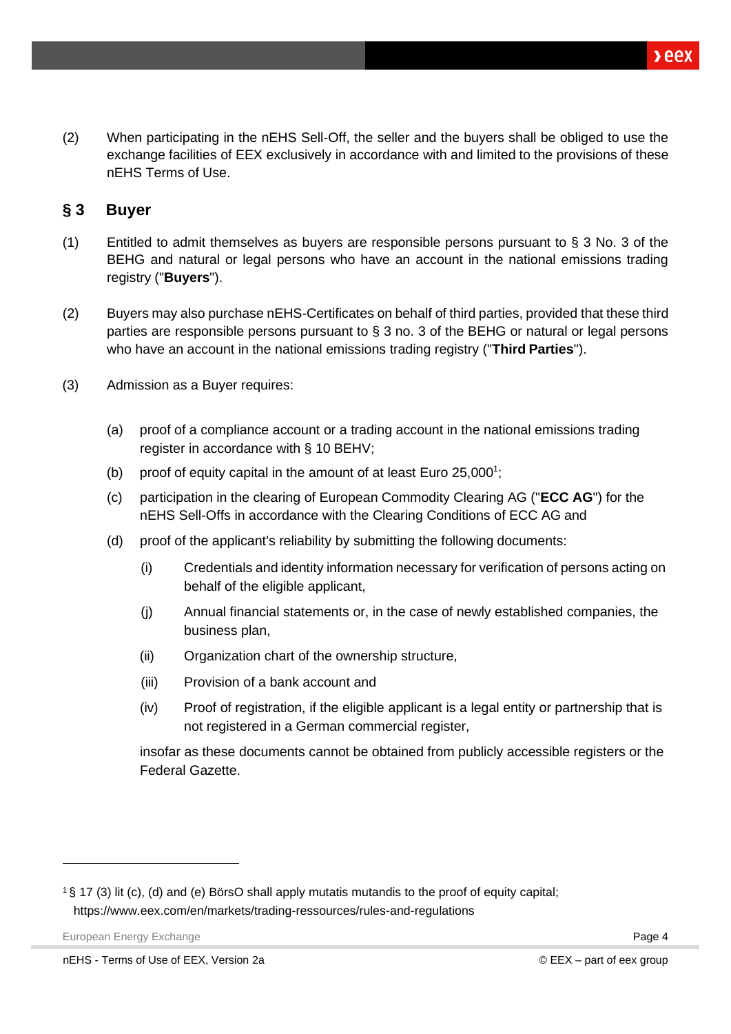(2) When participating in the nEHS Sell-Off, the seller and the buyers shall be obliged to use the exchange facilities of EEX exclusively in accordance with and limited to the provisions of these nEHS Terms of Use.

## § 3 Buyer

(1) Entitled to admit themselves as buyers are responsible persons pursuant to § 3 No. 3 of the BEHG and natural or legal persons who have an account in the national emissions trading registry ("**Buyers**").

(2) Buyers may also purchase nEHS-Certificates on behalf of third parties, provided that these third parties are responsible persons pursuant to § 3 no. 3 of the BEHG or natural or legal persons who have an account in the national emissions trading registry ("**Third Parties**").

(3) Admission as a Buyer requires:

(a) proof of a compliance account or a trading account in the national emissions trading register in accordance with § 10 BEHV;

(b) proof of equity capital in the amount of at least Euro 25,000[1];

(c) participation in the clearing of European Commodity Clearing AG ("**ECC AG**") for the nEHS Sell-Offs in accordance with the Clearing Conditions of ECC AG and

(d) proof of the applicant's reliability by submitting the following documents:

(i) Credentials and identity information necessary for verification of persons acting on behalf of the eligible applicant,

(j) Annual financial statements or, in the case of newly established companies, the business plan,

(ii) Organization chart of the ownership structure,

(iii) Provision of a bank account and

(iv) Proof of registration, if the eligible applicant is a legal entity or partnership that is not registered in a German commercial register,

insofar as these documents cannot be obtained from publicly accessible registers or the Federal Gazette.

---

[1] § 17 (3) lit (c), (d) and (e) BörsO shall apply mutatis mutandis to the proof of equity capital; https://www.eex.com/en/markets/trading-ressources/rules-and-regulations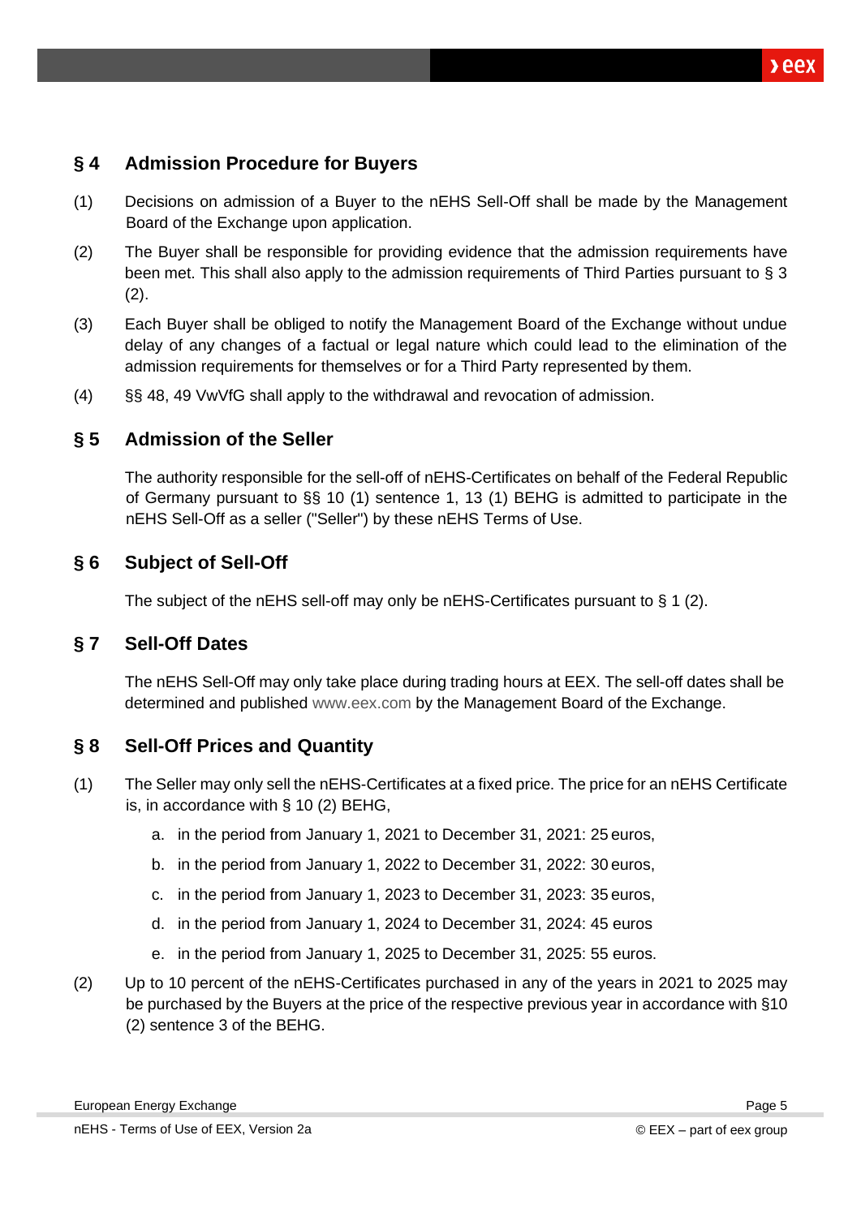## § 4 Admission Procedure for Buyers

(1) Decisions on admission of a Buyer to the nEHS Sell-Off shall be made by the Management Board of the Exchange upon application.

(2) The Buyer shall be responsible for providing evidence that the admission requirements have been met. This shall also apply to the admission requirements of Third Parties pursuant to § 3 (2).

(3) Each Buyer shall be obliged to notify the Management Board of the Exchange without undue delay of any changes of a factual or legal nature which could lead to the elimination of the admission requirements for themselves or for a Third Party represented by them.

(4) §§ 48, 49 VwVfG shall apply to the withdrawal and revocation of admission.

## § 5 Admission of the Seller

The authority responsible for the sell-off of nEHS-Certificates on behalf of the Federal Republic of Germany pursuant to §§ 10 (1) sentence 1, 13 (1) BEHG is admitted to participate in the nEHS Sell-Off as a seller ("Seller") by these nEHS Terms of Use.

## § 6 Subject of Sell-Off

The subject of the nEHS sell-off may only be nEHS-Certificates pursuant to § 1 (2).

## § 7 Sell-Off Dates

The nEHS Sell-Off may only take place during trading hours at EEX. The sell-off dates shall be determined and published www.eex.com by the Management Board of the Exchange.

## § 8 Sell-Off Prices and Quantity

(1) The Seller may only sell the nEHS-Certificates at a fixed price. The price for an nEHS Certificate is, in accordance with § 10 (2) BEHG,

a. in the period from January 1, 2021 to December 31, 2021: 25 euros,

b. in the period from January 1, 2022 to December 31, 2022: 30 euros,

c. in the period from January 1, 2023 to December 31, 2023: 35 euros,

d. in the period from January 1, 2024 to December 31, 2024: 45 euros

e. in the period from January 1, 2025 to December 31, 2025: 55 euros.

(2) Up to 10 percent of the nEHS-Certificates purchased in any of the years in 2021 to 2025 may be purchased by the Buyers at the price of the respective previous year in accordance with §10 (2) sentence 3 of the BEHG.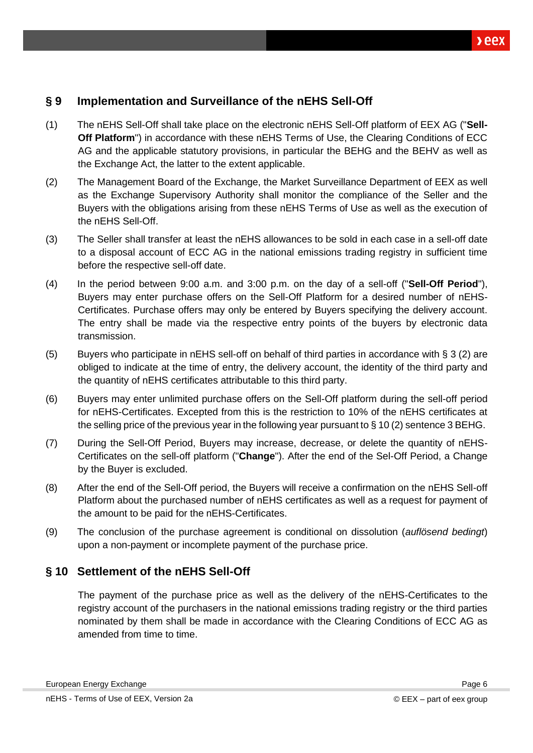## § 9 Implementation and Surveillance of the nEHS Sell-Off

(1) The nEHS Sell-Off shall take place on the electronic nEHS Sell-Off platform of EEX AG ("**Sell-Off Platform**") in accordance with these nEHS Terms of Use, the Clearing Conditions of ECC AG and the applicable statutory provisions, in particular the BEHG and the BEHV as well as the Exchange Act, the latter to the extent applicable.

(2) The Management Board of the Exchange, the Market Surveillance Department of EEX as well as the Exchange Supervisory Authority shall monitor the compliance of the Seller and the Buyers with the obligations arising from these nEHS Terms of Use as well as the execution of the nEHS Sell-Off.

(3) The Seller shall transfer at least the nEHS allowances to be sold in each case in a sell-off date to a disposal account of ECC AG in the national emissions trading registry in sufficient time before the respective sell-off date.

(4) In the period between 9:00 a.m. and 3:00 p.m. on the day of a sell-off ("**Sell-Off Period**"), Buyers may enter purchase offers on the Sell-Off Platform for a desired number of nEHS-Certificates. Purchase offers may only be entered by Buyers specifying the delivery account. The entry shall be made via the respective entry points of the buyers by electronic data transmission.

(5) Buyers who participate in nEHS sell-off on behalf of third parties in accordance with § 3 (2) are obliged to indicate at the time of entry, the delivery account, the identity of the third party and the quantity of nEHS certificates attributable to this third party.

(6) Buyers may enter unlimited purchase offers on the Sell-Off platform during the sell-off period for nEHS-Certificates. Excepted from this is the restriction to 10% of the nEHS certificates at the selling price of the previous year in the following year pursuant to § 10 (2) sentence 3 BEHG.

(7) During the Sell-Off Period, Buyers may increase, decrease, or delete the quantity of nEHS-Certificates on the sell-off platform ("**Change**"). After the end of the Sel-Off Period, a Change by the Buyer is excluded.

(8) After the end of the Sell-Off period, the Buyers will receive a confirmation on the nEHS Sell-off Platform about the purchased number of nEHS certificates as well as a request for payment of the amount to be paid for the nEHS-Certificates.

(9) The conclusion of the purchase agreement is conditional on dissolution (*auflösend bedingt*) upon a non-payment or incomplete payment of the purchase price.

## § 10 Settlement of the nEHS Sell-Off

The payment of the purchase price as well as the delivery of the nEHS-Certificates to the registry account of the purchasers in the national emissions trading registry or the third parties nominated by them shall be made in accordance with the Clearing Conditions of ECC AG as amended from time to time.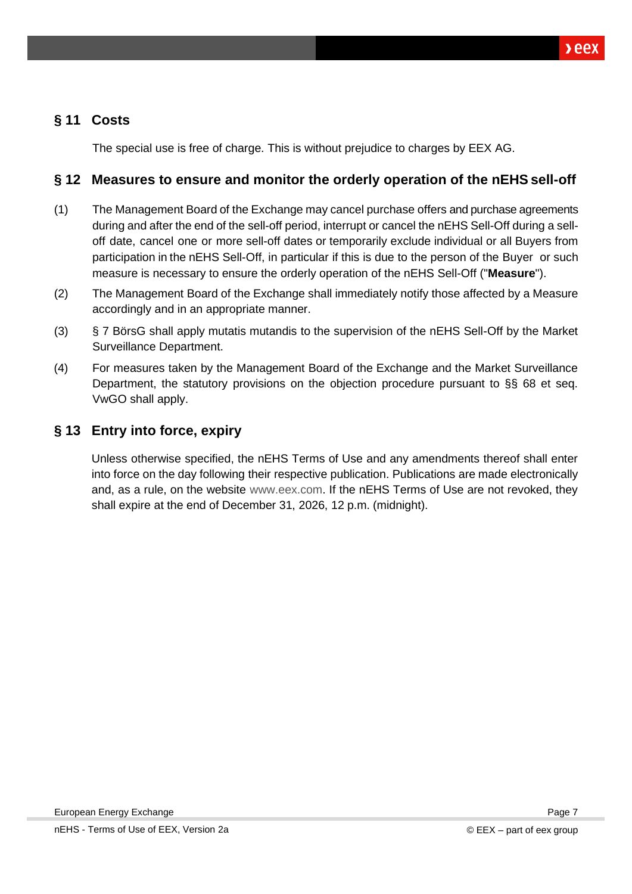## § 11 Costs

The special use is free of charge. This is without prejudice to charges by EEX AG.

## § 12 Measures to ensure and monitor the orderly operation of the nEHS sell-off

(1) The Management Board of the Exchange may cancel purchase offers and purchase agreements during and after the end of the sell-off period, interrupt or cancel the nEHS Sell-Off during a sell-off date, cancel one or more sell-off dates or temporarily exclude individual or all Buyers from participation in the nEHS Sell-Off, in particular if this is due to the person of the Buyer or such measure is necessary to ensure the orderly operation of the nEHS Sell-Off ("**Measure**").

(2) The Management Board of the Exchange shall immediately notify those affected by a Measure accordingly and in an appropriate manner.

(3) § 7 BörsG shall apply mutatis mutandis to the supervision of the nEHS Sell-Off by the Market Surveillance Department.

(4) For measures taken by the Management Board of the Exchange and the Market Surveillance Department, the statutory provisions on the objection procedure pursuant to §§ 68 et seq. VwGO shall apply.

## § 13 Entry into force, expiry

Unless otherwise specified, the nEHS Terms of Use and any amendments thereof shall enter into force on the day following their respective publication. Publications are made electronically and, as a rule, on the website www.eex.com. If the nEHS Terms of Use are not revoked, they shall expire at the end of December 31, 2026, 12 p.m. (midnight).